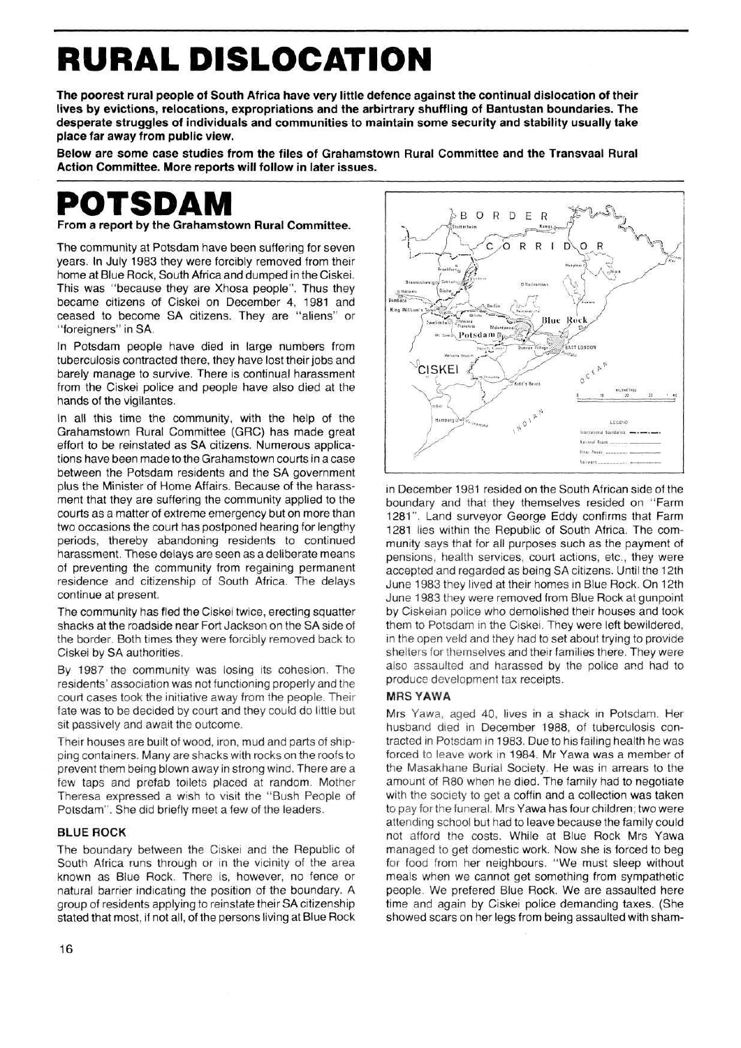# RURAL DISLOCATION

**The poorest rural people of South Africa have very little defence against the continual dislocation of their lives by evictions, relocations, expropriations and the arbitrary shuffling of Bantustan boundaries. The desperate struggles of individuals and communities to maintain some security and stability usually take place far away from public view.**

**Below are some case studies from the files of Grahamstown Rural Committee and the Transvaal Rural Action Committee. More reports will follow in later issues.**

# POTSDAM

**From a report by the Grahamstown Rural Committee.**

The community at Potsdam have been suffering for seven years. In July 1983 they were forcibly removed from their home at Blue Rock, South Africa and dumped in the Ciskei. This was "because they are Xhosa people". Thus they became citizens of Ciskei on December 4, 1981 and ceased to become SA citizens. They are "aliens" or "foreigners" in SA.

In Potsdam people have died in large numbers from tuberculosis contracted there, they have lost their jobs and barely manage to survive. There is continual harassment from the Ciskei police and people have also died at the hands of the vigilantes.

In all this time the community, with the help of the Grahamstown Rural Committee (GRC) has made great effort to be reinstated as SA citizens. Numerous applications have been made to the Grahamstown courts in a case between the Potsdam residents and the SA government plus the Minister of Home Affairs. Because of the harassment that they are suffering the community applied to the courts as a matter of extreme emergency but on more than two occasions the court has postponed hearing for lengthy periods, thereby abandoning residents to continued harassment. These delays are seen as a deliberate means of preventing the community from regaining permanent residence and citizenship of South Africa. The delays continue at present.

The community has fled the Ciskei twice, erecting squatter shacks at the roadside near Fort Jackson on the SA side of the border. Both times they were forcibly removed back to Ciskei by SA authorities.

By 1987 the community was losing its cohesion. The residents' association was not functioning properly and the court cases took the initiative away from the people. Their fate was to be decided by court and they could do little but sit passively and await the outcome.

Their houses are built of wood, iron, mud and parts of shipping containers. Many are shacks with rocks on the roofs to prevent them being blown away in strong wind. There are a few taps and prefab toilets placed at random. Mother Theresa expressed a wish to visit the "Bush People of Potsdam". She did briefly meet a few of the leaders.

### BLUE ROCK

The boundary between the Ciskei and the Republic of South Africa runs through or in the vicinity of the area known as Blue Rock. There is, however, no fence or natural barrier indicating the position of the boundary. A group of residents applying to reinstate their SA citizenship stated that most, if not all, of the persons living at Blue Rock in December 1981 resided on the South African side of the boundary and that they themselves resided on "Farm 1281". Land surveyor George Eddy confirms that Farm 1281 lies within the Republic of South Africa. The community says that for all purposes such as the payment of pensions, health services, court actions, etc., they were accepted and regarded as being SA citizens. Until the 12th June 1983 they lived at their homes in Blue Rock. On 12th June 1983 they were removed from Blue Rock at gunpoint by Ciskeian police who demolished their houses and took them to Potsdam in the Ciskei. They were left bewildered, in the open veld and they had to set about trying to provide shelters for themselves and their families there. They were also assaulted and harassed by the police and had to produce development tax receipts.

### MRS YAWA

Mrs Yawa, aged 40, lives in a shack in Potsdam. Her husband died in December 1988, of tuberculosis contracted in Potsdam in 1983. Due to his failing health he was forced to leave work in 1984. Mr Yawa was a member of the Masakhane Burial Society. He was in arrears to the amount of R80 when he died. The family had to negotiate with the society to get a coffin and a collection was taken to pay for the funeral. Mrs Yawa has four children; two were attending school but had to leave because the family could not afford the costs. While at Blue Rock Mrs Yawa managed to get domestic work. Now she is forced to beg for food from her neighbours. "We must sleep without meals when we cannot get something from sympathetic people. We prefered Blue Rock. We are assaulted here time and again by Ciskei police demanding taxes. (She showed scars on her legs from being assaulted with sham-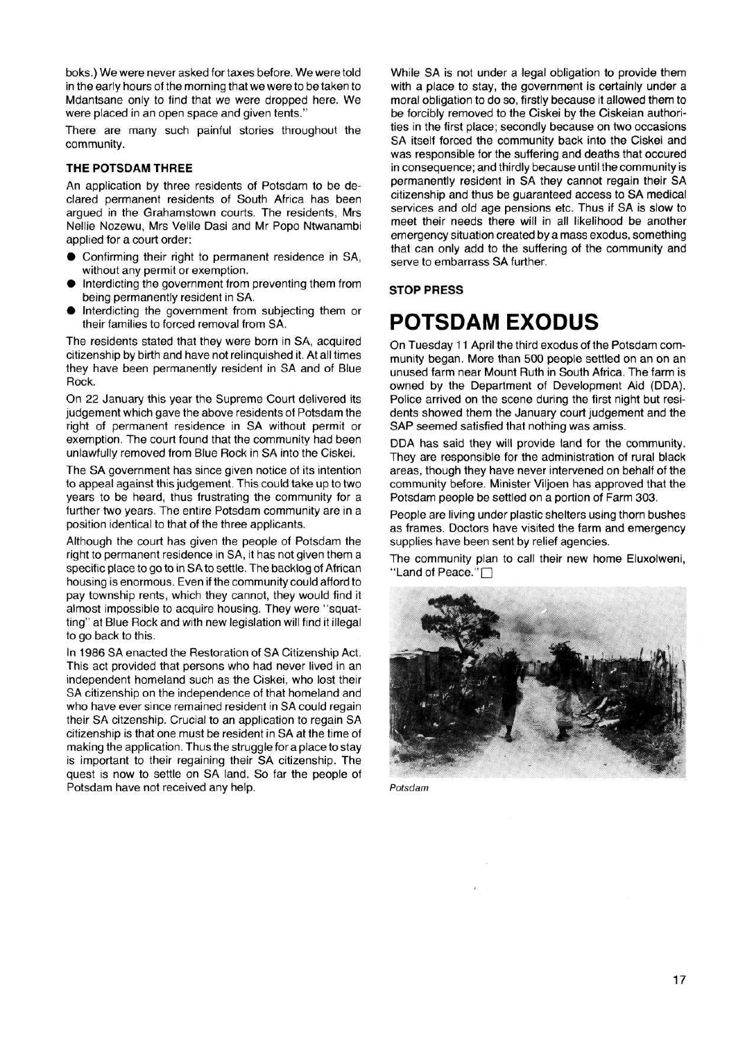boks.) We were never asked for taxes before. We were told in the early hours of the morning that we were to be taken to Mdantsane only to find that we were dropped here. We were placed in an open space and given tents."

There are many such painful stories throughout the community.

### THE POTSDAM THREE

An application by three residents of Potsdam to be declared permanent residents of South Africa has been argued in the Grahamstown courts. The residents, Mrs Nellie Nozewu, Mrs Velile Dasi and Mr Popo Ntwanambi applied for a court order:

- Confirming their right to permanent residence in SA, without any permit or exemption.
- Interdicting the government from preventing them from being permanently resident in SA.
- Interdicting the government from subjecting them or their families to forced removal from SA.

The residents stated that they were born in SA, acquired citizenship by birth and have not relinquished it. At all times they have been permanently resident in SA and of Blue Rock.

On 22 January this year the Supreme Court delivered its judgement which gave the above residents of Potsdam the right of permanent residence in SA without permit or exemption. The court found that the community had been unlawfully removed from Blue Rock in SA into the Ciskei.

The SA government has since given notice of its intention to appeal against this judgement. This could take up to two years to be heard, thus frustrating the community for a further two years. The entire Potsdam community are in a position identical to that of the three applicants.

Although the court has given the people of Potsdam the right to permanent residence in SA, it has not given them a specific place to go to in SA to settle. The backlog of African housing is enormous. Even if the community could afford to pay township rents, which they cannot, they would find it almost impossible to acquire housing. They were "squatting" at Blue Rock and with new legislation will find it illegal to go back to this.

In 1986 SA enacted the Restoration of SA Citizenship Act. This act provided that persons who had never lived in an independent homeland such as the Ciskei, who lost their SA citizenship on the independence of that homeland and who have ever since remained resident in SA could regain their SA citzenship. Crucial to an application to regain SA citizenship is that one must be resident in SA at the time of making the application. Thus the struggle for a place to stay is important to their regaining their SA citizenship. The quest is now to settle on SA land. So far the people of Potsdam have not received any help.

While SA is not under a legal obligation to provide them with a place to stay, the government is certainly under a moral obligation to do so, firstly because it allowed them to be forcibly removed to the Ciskei by the Ciskeian authorities in the first place; secondly because on two occasions SA itself forced the community back into the Ciskei and was responsible for the suffering and deaths that occured in consequence; and thirdly because until the community is permanently resident in SA they cannot regain their SA citizenship and thus be guaranteed access to SA medical services and old age pensions etc. Thus if SA is slow to meet their needs there will in all likelihood be another emergency situation created by a mass exodus, something that can only add to the suffering of the community and serve to embarrass SA further.

### STOP PRESS

# POTSDAM EXODUS

On Tuesday 11 April the third exodus of the Potsdam community began. More than 500 people settled on an on an unused farm near Mount Ruth in South Africa. The farm is owned by the Department of Development Aid (DDA). Police arrived on the scene during the first night but residents showed them the January court judgement and the SAP seemed satisfied that nothing was amiss.

DDA has said they will provide land for the community. They are responsible for the administration of rural black areas, though they have never intervened on behalf of the community before. Minister Viljoen has approved that the Potsdam people be settled on a portion of Farm 303.

People are living under plastic shelters using thorn bushes as frames. Doctors have visited the farm and emergency supplies have been sent by relief agencies.

The community plan to call their new home Eluxolweni, "Land of Peace." □

*Potsdam*